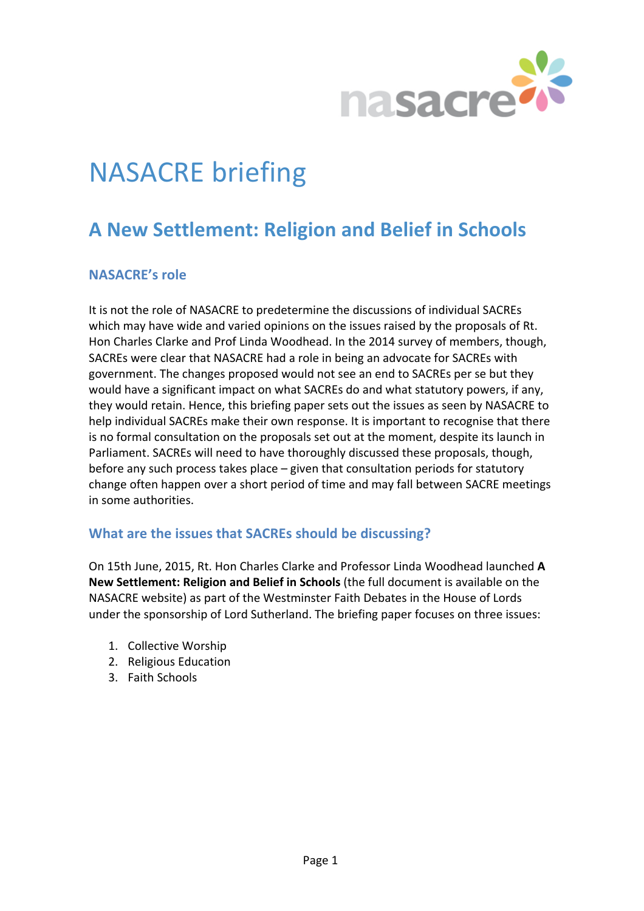# NASACRE briefing

## A New Settlement: Religion and Belief in Schools

### NASACRE's role

It is not the role of NASACRE to predetermine the discussions of individual SACREs which may have wide and varied opinions on the issues raised by the proposals of Rt. Hon Charles Clarke and Prof Linda Woodhead. In the 2014 survey of members, though, SACREs were clear that NASACRE had a role in being an advocate for SACREs with government. The changes proposed would not see an end to SACREs per se but they would have a significant impact on what SACREs do and what statutory powers, if any, they would retain. Hence, this briefing paper sets out the issues as seen by NASACRE to help individual SACREs make their own response. It is important to recognise that there is no formal consultation on the proposals set out at the moment, despite its launch in Parliament. SACREs will need to have thoroughly discussed these proposals, though, before any such process takes place – given that consultation periods for statutory change often happen over a short period of time and may fall between SACRE meetings in some authorities.

### What are the issues that SACREs should be discussing?

On 15th June, 2015, Rt. Hon Charles Clarke and Professor Linda Woodhead launched **A New Settlement: Religion and Belief in Schools** (the full document is available on the NASACRE website) as part of the Westminster Faith Debates in the House of Lords under the sponsorship of Lord Sutherland. The briefing paper focuses on three issues:

1. Collective Worship
2. Religious Education
3. Faith Schools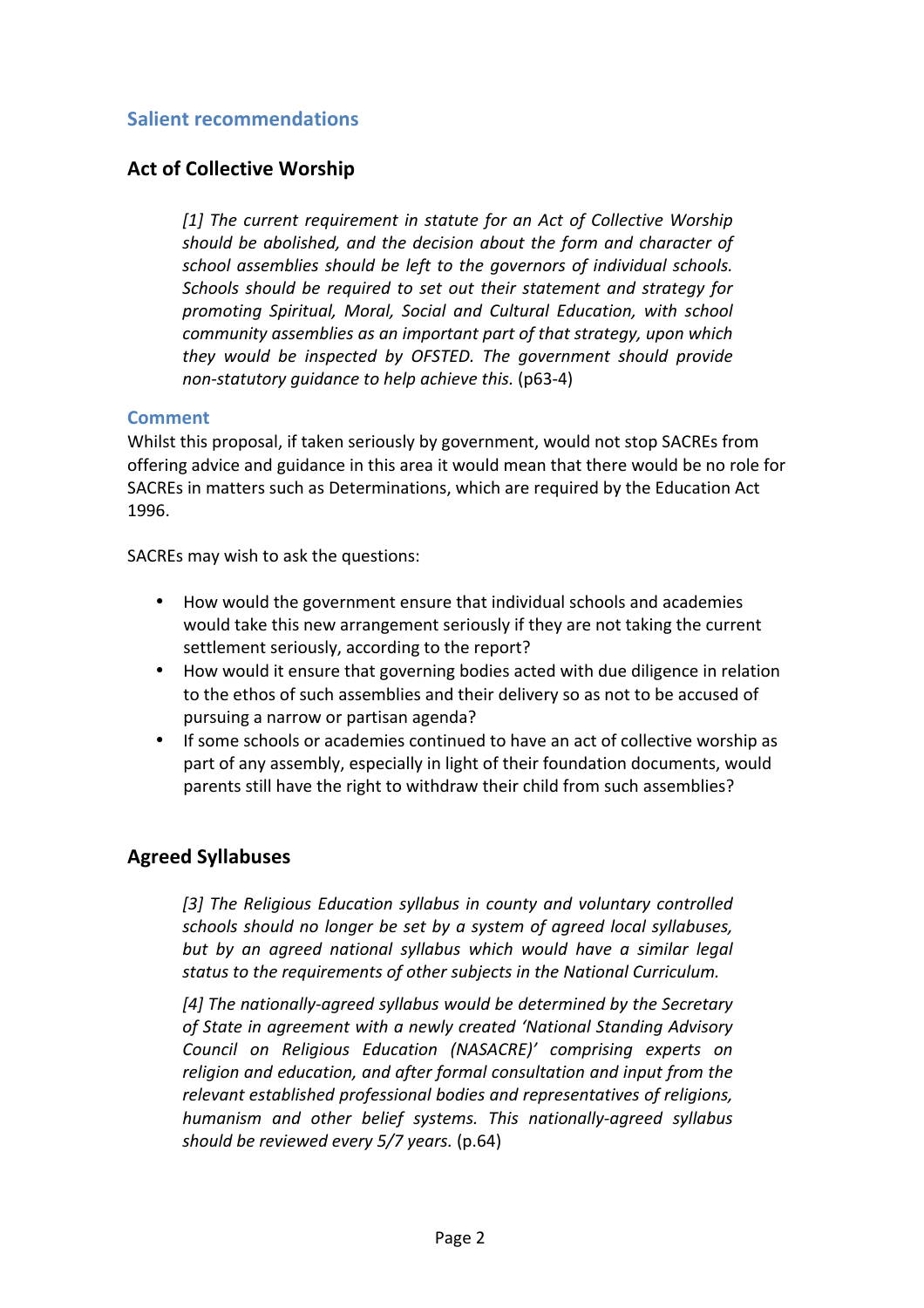## Salient recommendations

### Act of Collective Worship

> *[1] The current requirement in statute for an Act of Collective Worship should be abolished, and the decision about the form and character of school assemblies should be left to the governors of individual schools. Schools should be required to set out their statement and strategy for promoting Spiritual, Moral, Social and Cultural Education, with school community assemblies as an important part of that strategy, upon which they would be inspected by OFSTED. The government should provide non-statutory guidance to help achieve this.* (p63-4)

#### Comment

Whilst this proposal, if taken seriously by government, would not stop SACREs from offering advice and guidance in this area it would mean that there would be no role for SACREs in matters such as Determinations, which are required by the Education Act 1996.

SACREs may wish to ask the questions:

- How would the government ensure that individual schools and academies would take this new arrangement seriously if they are not taking the current settlement seriously, according to the report?
- How would it ensure that governing bodies acted with due diligence in relation to the ethos of such assemblies and their delivery so as not to be accused of pursuing a narrow or partisan agenda?
- If some schools or academies continued to have an act of collective worship as part of any assembly, especially in light of their foundation documents, would parents still have the right to withdraw their child from such assemblies?

### Agreed Syllabuses

> *[3] The Religious Education syllabus in county and voluntary controlled schools should no longer be set by a system of agreed local syllabuses, but by an agreed national syllabus which would have a similar legal status to the requirements of other subjects in the National Curriculum.*
>
> *[4] The nationally-agreed syllabus would be determined by the Secretary of State in agreement with a newly created 'National Standing Advisory Council on Religious Education (NASACRE)' comprising experts on religion and education, and after formal consultation and input from the relevant established professional bodies and representatives of religions, humanism and other belief systems. This nationally-agreed syllabus should be reviewed every 5/7 years.* (p.64)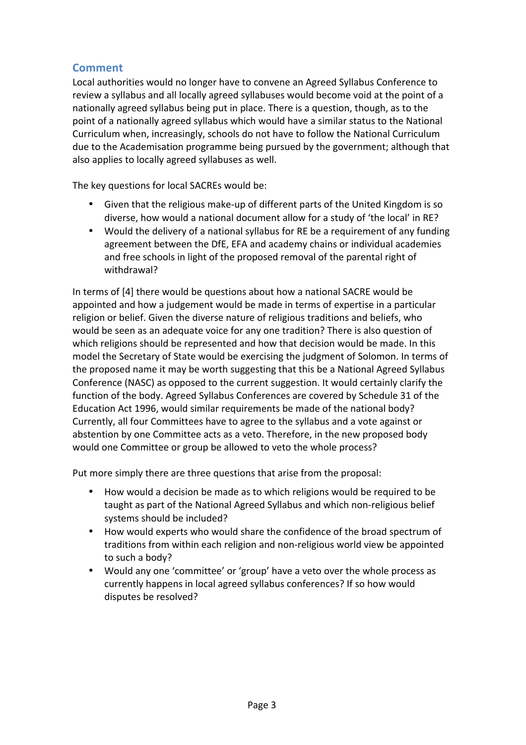## Comment

Local authorities would no longer have to convene an Agreed Syllabus Conference to review a syllabus and all locally agreed syllabuses would become void at the point of a nationally agreed syllabus being put in place. There is a question, though, as to the point of a nationally agreed syllabus which would have a similar status to the National Curriculum when, increasingly, schools do not have to follow the National Curriculum due to the Academisation programme being pursued by the government; although that also applies to locally agreed syllabuses as well.

The key questions for local SACREs would be:

- Given that the religious make-up of different parts of the United Kingdom is so diverse, how would a national document allow for a study of 'the local' in RE?
- Would the delivery of a national syllabus for RE be a requirement of any funding agreement between the DfE, EFA and academy chains or individual academies and free schools in light of the proposed removal of the parental right of withdrawal?

In terms of [4] there would be questions about how a national SACRE would be appointed and how a judgement would be made in terms of expertise in a particular religion or belief. Given the diverse nature of religious traditions and beliefs, who would be seen as an adequate voice for any one tradition? There is also question of which religions should be represented and how that decision would be made. In this model the Secretary of State would be exercising the judgment of Solomon. In terms of the proposed name it may be worth suggesting that this be a National Agreed Syllabus Conference (NASC) as opposed to the current suggestion. It would certainly clarify the function of the body. Agreed Syllabus Conferences are covered by Schedule 31 of the Education Act 1996, would similar requirements be made of the national body? Currently, all four Committees have to agree to the syllabus and a vote against or abstention by one Committee acts as a veto. Therefore, in the new proposed body would one Committee or group be allowed to veto the whole process?

Put more simply there are three questions that arise from the proposal:

- How would a decision be made as to which religions would be required to be taught as part of the National Agreed Syllabus and which non-religious belief systems should be included?
- How would experts who would share the confidence of the broad spectrum of traditions from within each religion and non-religious world view be appointed to such a body?
- Would any one 'committee' or 'group' have a veto over the whole process as currently happens in local agreed syllabus conferences? If so how would disputes be resolved?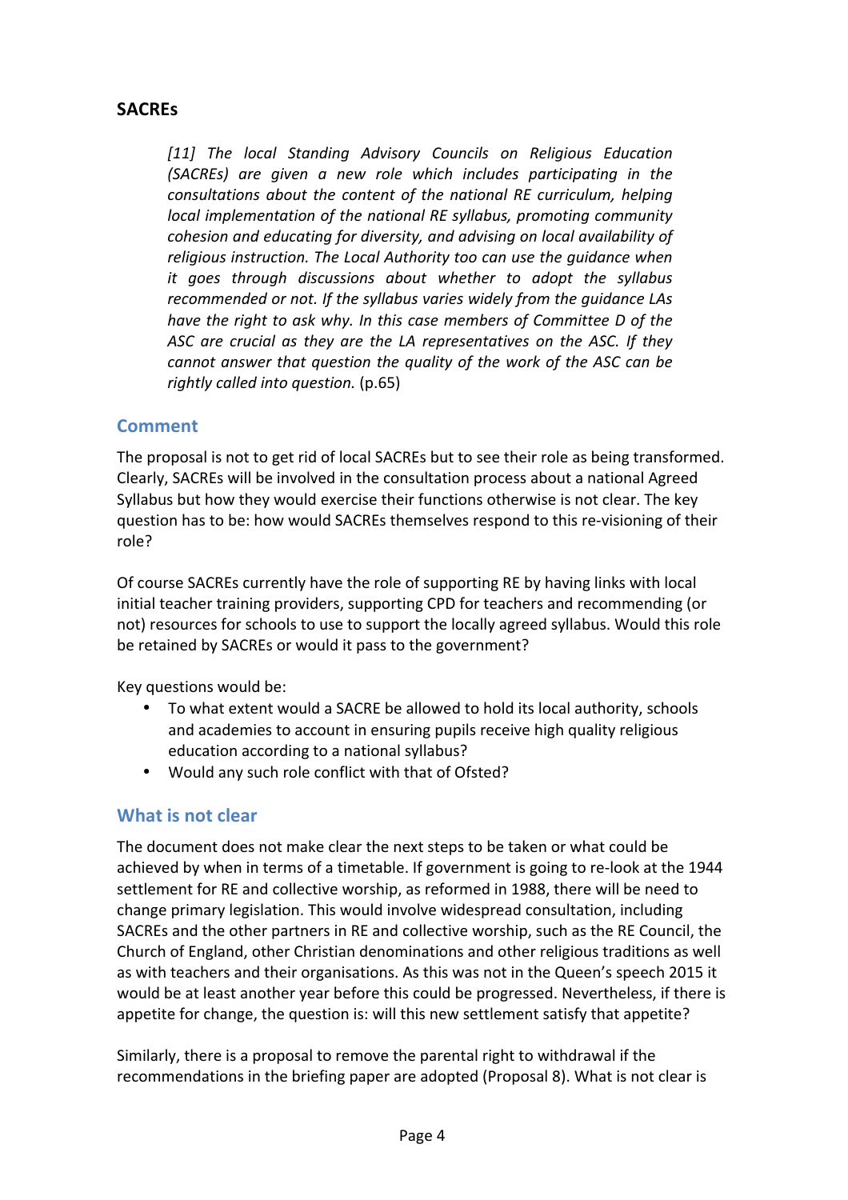## SACREs

> *[11] The local Standing Advisory Councils on Religious Education (SACREs) are given a new role which includes participating in the consultations about the content of the national RE curriculum, helping local implementation of the national RE syllabus, promoting community cohesion and educating for diversity, and advising on local availability of religious instruction. The Local Authority too can use the guidance when it goes through discussions about whether to adopt the syllabus recommended or not. If the syllabus varies widely from the guidance LAs have the right to ask why. In this case members of Committee D of the ASC are crucial as they are the LA representatives on the ASC. If they cannot answer that question the quality of the work of the ASC can be rightly called into question.* (p.65)

### Comment

The proposal is not to get rid of local SACREs but to see their role as being transformed. Clearly, SACREs will be involved in the consultation process about a national Agreed Syllabus but how they would exercise their functions otherwise is not clear. The key question has to be: how would SACREs themselves respond to this re-visioning of their role?

Of course SACREs currently have the role of supporting RE by having links with local initial teacher training providers, supporting CPD for teachers and recommending (or not) resources for schools to use to support the locally agreed syllabus. Would this role be retained by SACREs or would it pass to the government?

Key questions would be:

- To what extent would a SACRE be allowed to hold its local authority, schools and academies to account in ensuring pupils receive high quality religious education according to a national syllabus?
- Would any such role conflict with that of Ofsted?

### What is not clear

The document does not make clear the next steps to be taken or what could be achieved by when in terms of a timetable. If government is going to re-look at the 1944 settlement for RE and collective worship, as reformed in 1988, there will be need to change primary legislation. This would involve widespread consultation, including SACREs and the other partners in RE and collective worship, such as the RE Council, the Church of England, other Christian denominations and other religious traditions as well as with teachers and their organisations. As this was not in the Queen's speech 2015 it would be at least another year before this could be progressed. Nevertheless, if there is appetite for change, the question is: will this new settlement satisfy that appetite?

Similarly, there is a proposal to remove the parental right to withdrawal if the recommendations in the briefing paper are adopted (Proposal 8). What is not clear is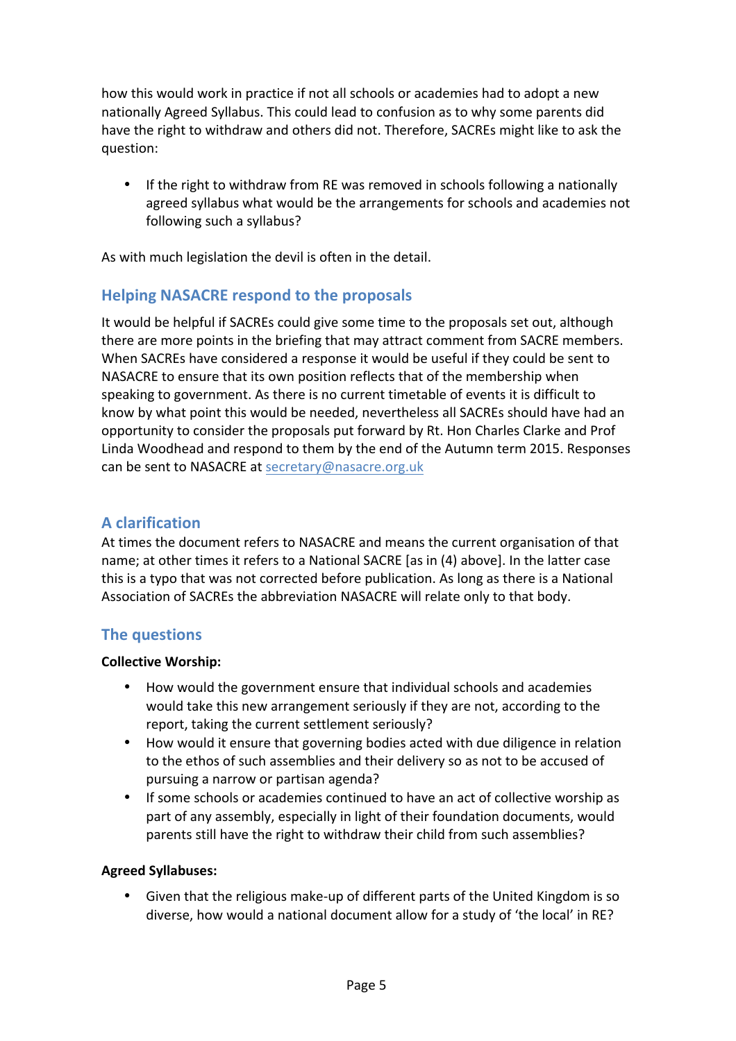how this would work in practice if not all schools or academies had to adopt a new nationally Agreed Syllabus. This could lead to confusion as to why some parents did have the right to withdraw and others did not. Therefore, SACREs might like to ask the question:

- If the right to withdraw from RE was removed in schools following a nationally agreed syllabus what would be the arrangements for schools and academies not following such a syllabus?

As with much legislation the devil is often in the detail.

## Helping NASACRE respond to the proposals

It would be helpful if SACREs could give some time to the proposals set out, although there are more points in the briefing that may attract comment from SACRE members. When SACREs have considered a response it would be useful if they could be sent to NASACRE to ensure that its own position reflects that of the membership when speaking to government. As there is no current timetable of events it is difficult to know by what point this would be needed, nevertheless all SACREs should have had an opportunity to consider the proposals put forward by Rt. Hon Charles Clarke and Prof Linda Woodhead and respond to them by the end of the Autumn term 2015. Responses can be sent to NASACRE at secretary@nasacre.org.uk

## A clarification

At times the document refers to NASACRE and means the current organisation of that name; at other times it refers to a National SACRE [as in (4) above]. In the latter case this is a typo that was not corrected before publication. As long as there is a National Association of SACREs the abbreviation NASACRE will relate only to that body.

## The questions

**Collective Worship:**

- How would the government ensure that individual schools and academies would take this new arrangement seriously if they are not, according to the report, taking the current settlement seriously?
- How would it ensure that governing bodies acted with due diligence in relation to the ethos of such assemblies and their delivery so as not to be accused of pursuing a narrow or partisan agenda?
- If some schools or academies continued to have an act of collective worship as part of any assembly, especially in light of their foundation documents, would parents still have the right to withdraw their child from such assemblies?

**Agreed Syllabuses:**

- Given that the religious make-up of different parts of the United Kingdom is so diverse, how would a national document allow for a study of 'the local' in RE?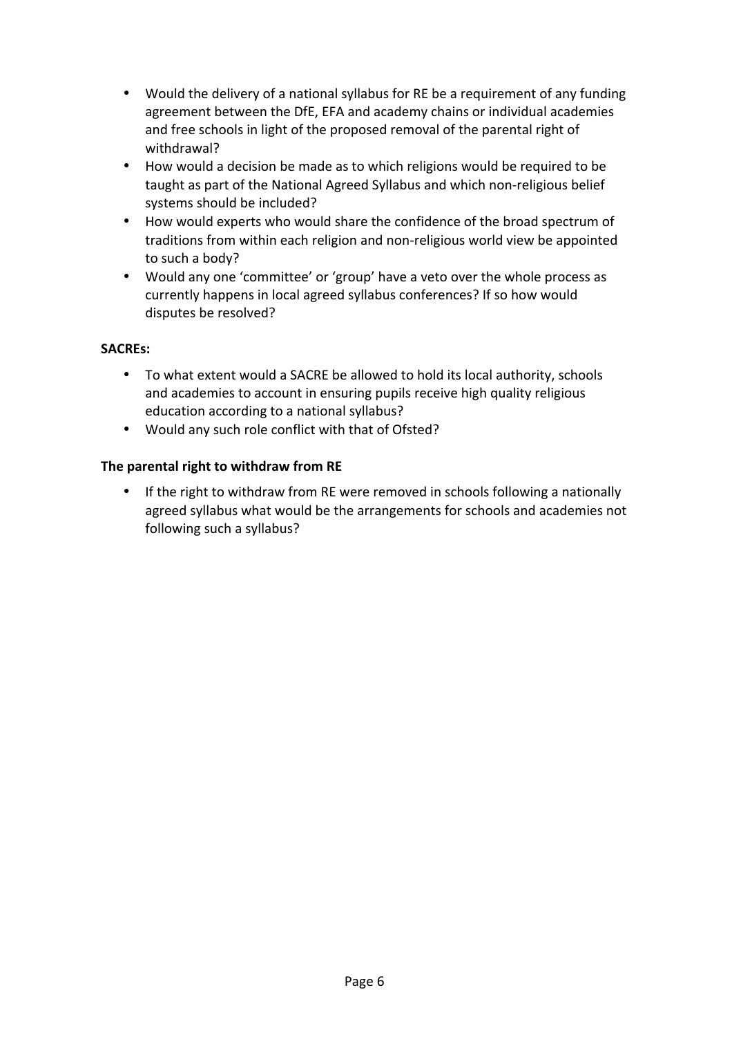- Would the delivery of a national syllabus for RE be a requirement of any funding agreement between the DfE, EFA and academy chains or individual academies and free schools in light of the proposed removal of the parental right of withdrawal?
- How would a decision be made as to which religions would be required to be taught as part of the National Agreed Syllabus and which non-religious belief systems should be included?
- How would experts who would share the confidence of the broad spectrum of traditions from within each religion and non-religious world view be appointed to such a body?
- Would any one 'committee' or 'group' have a veto over the whole process as currently happens in local agreed syllabus conferences? If so how would disputes be resolved?

**SACREs:**

- To what extent would a SACRE be allowed to hold its local authority, schools and academies to account in ensuring pupils receive high quality religious education according to a national syllabus?
- Would any such role conflict with that of Ofsted?

**The parental right to withdraw from RE**

- If the right to withdraw from RE were removed in schools following a nationally agreed syllabus what would be the arrangements for schools and academies not following such a syllabus?